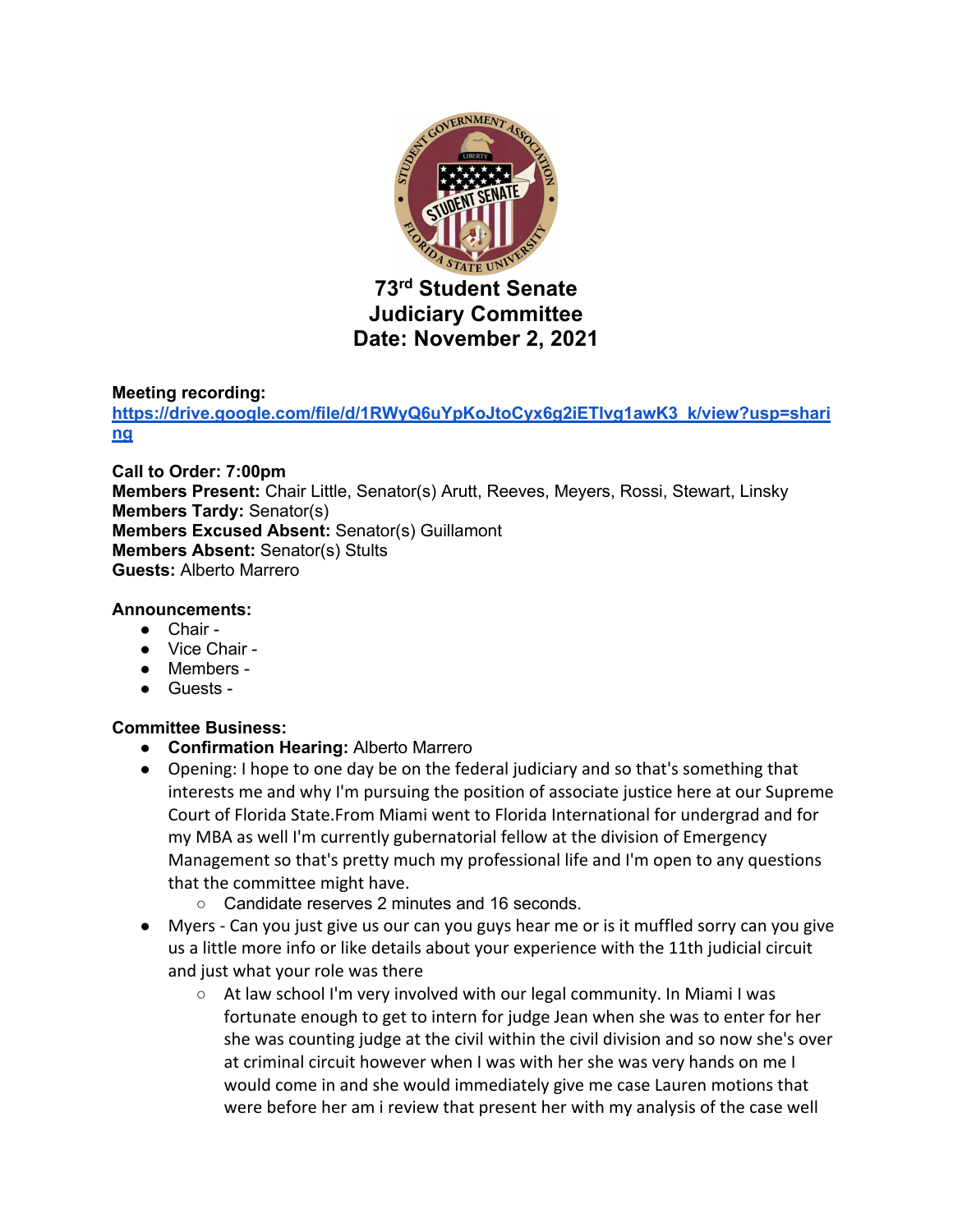# 73rd Student Senate
# Judiciary Committee
# Date: November 2, 2021

**Meeting recording:**
[https://drive.google.com/file/d/1RWyQ6uYpKoJtoCyx6g2iETlvg1awK3_k/view?usp=sharing](https://drive.google.com/file/d/1RWyQ6uYpKoJtoCyx6g2iETlvg1awK3_k/view?usp=sharing)

**Call to Order: 7:00pm**
**Members Present:** Chair Little, Senator(s) Arutt, Reeves, Meyers, Rossi, Stewart, Linsky
**Members Tardy:** Senator(s)
**Members Excused Absent:** Senator(s) Guillamont
**Members Absent:** Senator(s) Stults
**Guests:** Alberto Marrero

**Announcements:**

- Chair -
- Vice Chair -
- Members -
- Guests -

**Committee Business:**

- **Confirmation Hearing:** Alberto Marrero
- Opening: I hope to one day be on the federal judiciary and so that's something that interests me and why I'm pursuing the position of associate justice here at our Supreme Court of Florida State.From Miami went to Florida International for undergrad and for my MBA as well I'm currently gubernatorial fellow at the division of Emergency Management so that's pretty much my professional life and I'm open to any questions that the committee might have.
    - Candidate reserves 2 minutes and 16 seconds.
- Myers - Can you just give us our can you guys hear me or is it muffled sorry can you give us a little more info or like details about your experience with the 11th judicial circuit and just what your role was there
    - At law school I'm very involved with our legal community. In Miami I was fortunate enough to get to intern for judge Jean when she was to enter for her she was counting judge at the civil within the civil division and so now she's over at criminal circuit however when I was with her she was very hands on me I would come in and she would immediately give me case Lauren motions that were before her am i review that present her with my analysis of the case well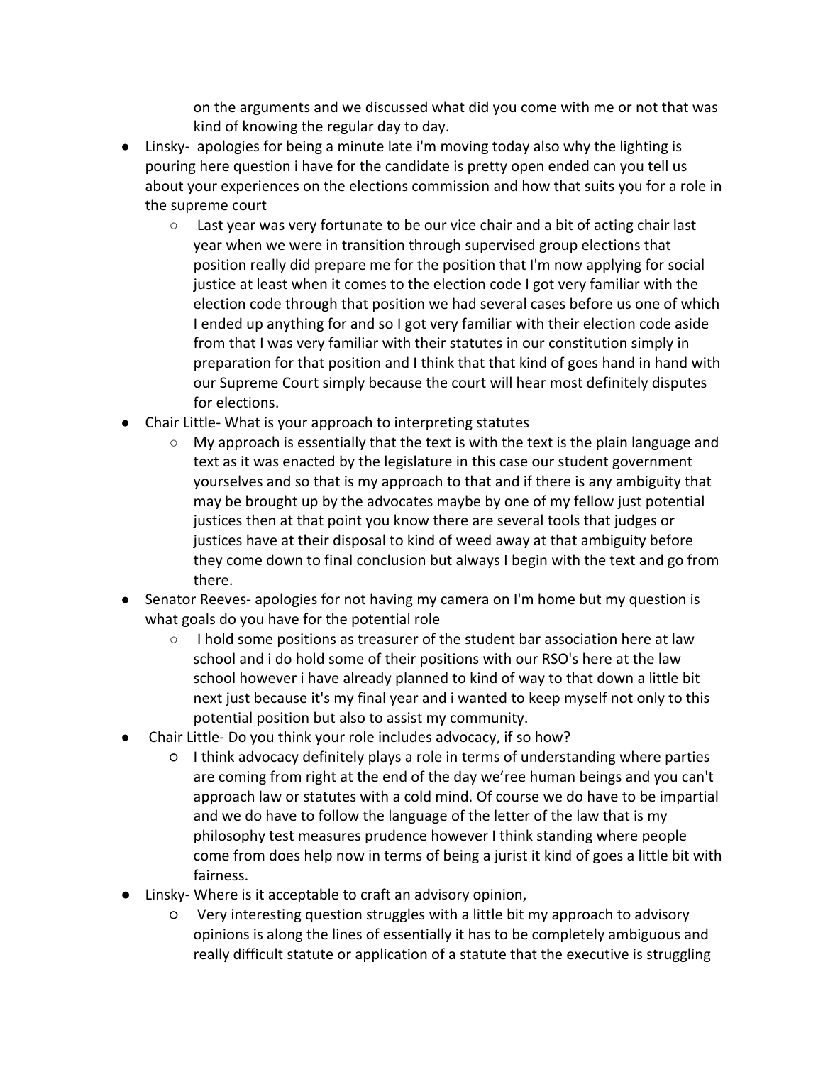on the arguments and we discussed what did you come with me or not that was kind of knowing the regular day to day.

- Linsky- apologies for being a minute late i'm moving today also why the lighting is pouring here question i have for the candidate is pretty open ended can you tell us about your experiences on the elections commission and how that suits you for a role in the supreme court
    - Last year was very fortunate to be our vice chair and a bit of acting chair last year when we were in transition through supervised group elections that position really did prepare me for the position that I'm now applying for social justice at least when it comes to the election code I got very familiar with the election code through that position we had several cases before us one of which I ended up anything for and so I got very familiar with their election code aside from that I was very familiar with their statutes in our constitution simply in preparation for that position and I think that that kind of goes hand in hand with our Supreme Court simply because the court will hear most definitely disputes for elections.
- Chair Little- What is your approach to interpreting statutes
    - My approach is essentially that the text is with the text is the plain language and text as it was enacted by the legislature in this case our student government yourselves and so that is my approach to that and if there is any ambiguity that may be brought up by the advocates maybe by one of my fellow just potential justices then at that point you know there are several tools that judges or justices have at their disposal to kind of weed away at that ambiguity before they come down to final conclusion but always I begin with the text and go from there.
- Senator Reeves- apologies for not having my camera on I'm home but my question is what goals do you have for the potential role
    - I hold some positions as treasurer of the student bar association here at law school and i do hold some of their positions with our RSO's here at the law school however i have already planned to kind of way to that down a little bit next just because it's my final year and i wanted to keep myself not only to this potential position but also to assist my community.
- Chair Little- Do you think your role includes advocacy, if so how?
    - I think advocacy definitely plays a role in terms of understanding where parties are coming from right at the end of the day we'ree human beings and you can't approach law or statutes with a cold mind. Of course we do have to be impartial and we do have to follow the language of the letter of the law that is my philosophy test measures prudence however I think standing where people come from does help now in terms of being a jurist it kind of goes a little bit with fairness.
- Linsky- Where is it acceptable to craft an advisory opinion,
    - Very interesting question struggles with a little bit my approach to advisory opinions is along the lines of essentially it has to be completely ambiguous and really difficult statute or application of a statute that the executive is struggling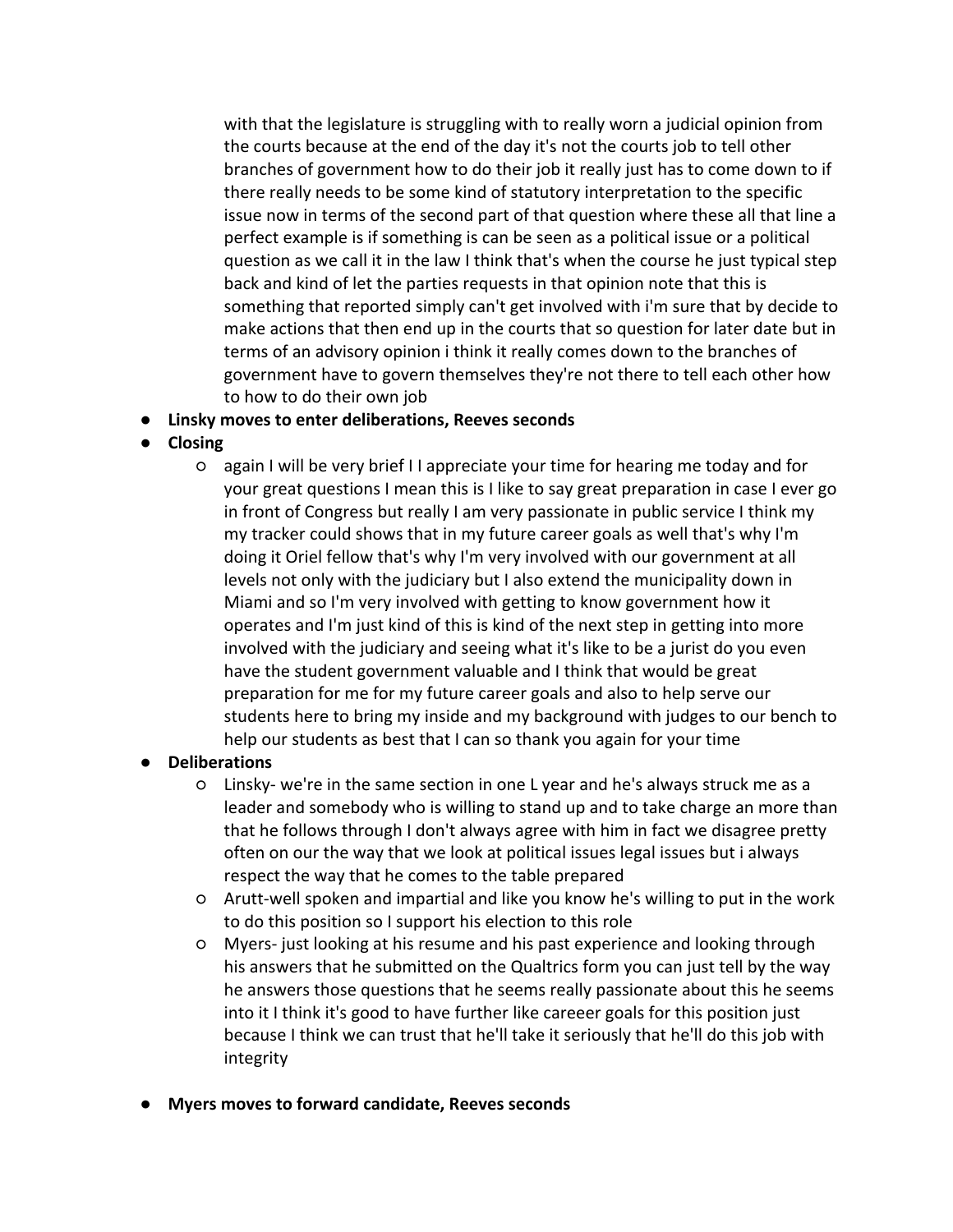with that the legislature is struggling with to really worn a judicial opinion from the courts because at the end of the day it's not the courts job to tell other branches of government how to do their job it really just has to come down to if there really needs to be some kind of statutory interpretation to the specific issue now in terms of the second part of that question where these all that line a perfect example is if something is can be seen as a political issue or a political question as we call it in the law I think that's when the course he just typical step back and kind of let the parties requests in that opinion note that this is something that reported simply can't get involved with i'm sure that by decide to make actions that then end up in the courts that so question for later date but in terms of an advisory opinion i think it really comes down to the branches of government have to govern themselves they're not there to tell each other how to how to do their own job

- **Linsky moves to enter deliberations, Reeves seconds**
- **Closing**
    - again I will be very brief I I appreciate your time for hearing me today and for your great questions I mean this is I like to say great preparation in case I ever go in front of Congress but really I am very passionate in public service I think my my tracker could shows that in my future career goals as well that's why I'm doing it Oriel fellow that's why I'm very involved with our government at all levels not only with the judiciary but I also extend the municipality down in Miami and so I'm very involved with getting to know government how it operates and I'm just kind of this is kind of the next step in getting into more involved with the judiciary and seeing what it's like to be a jurist do you even have the student government valuable and I think that would be great preparation for me for my future career goals and also to help serve our students here to bring my inside and my background with judges to our bench to help our students as best that I can so thank you again for your time
- **Deliberations**
    - Linsky- we're in the same section in one L year and he's always struck me as a leader and somebody who is willing to stand up and to take charge an more than that he follows through I don't always agree with him in fact we disagree pretty often on our the way that we look at political issues legal issues but i always respect the way that he comes to the table prepared
    - Arutt-well spoken and impartial and like you know he's willing to put in the work to do this position so I support his election to this role
    - Myers- just looking at his resume and his past experience and looking through his answers that he submitted on the Qualtrics form you can just tell by the way he answers those questions that he seems really passionate about this he seems into it I think it's good to have further like careeer goals for this position just because I think we can trust that he'll take it seriously that he'll do this job with integrity
- **Myers moves to forward candidate, Reeves seconds**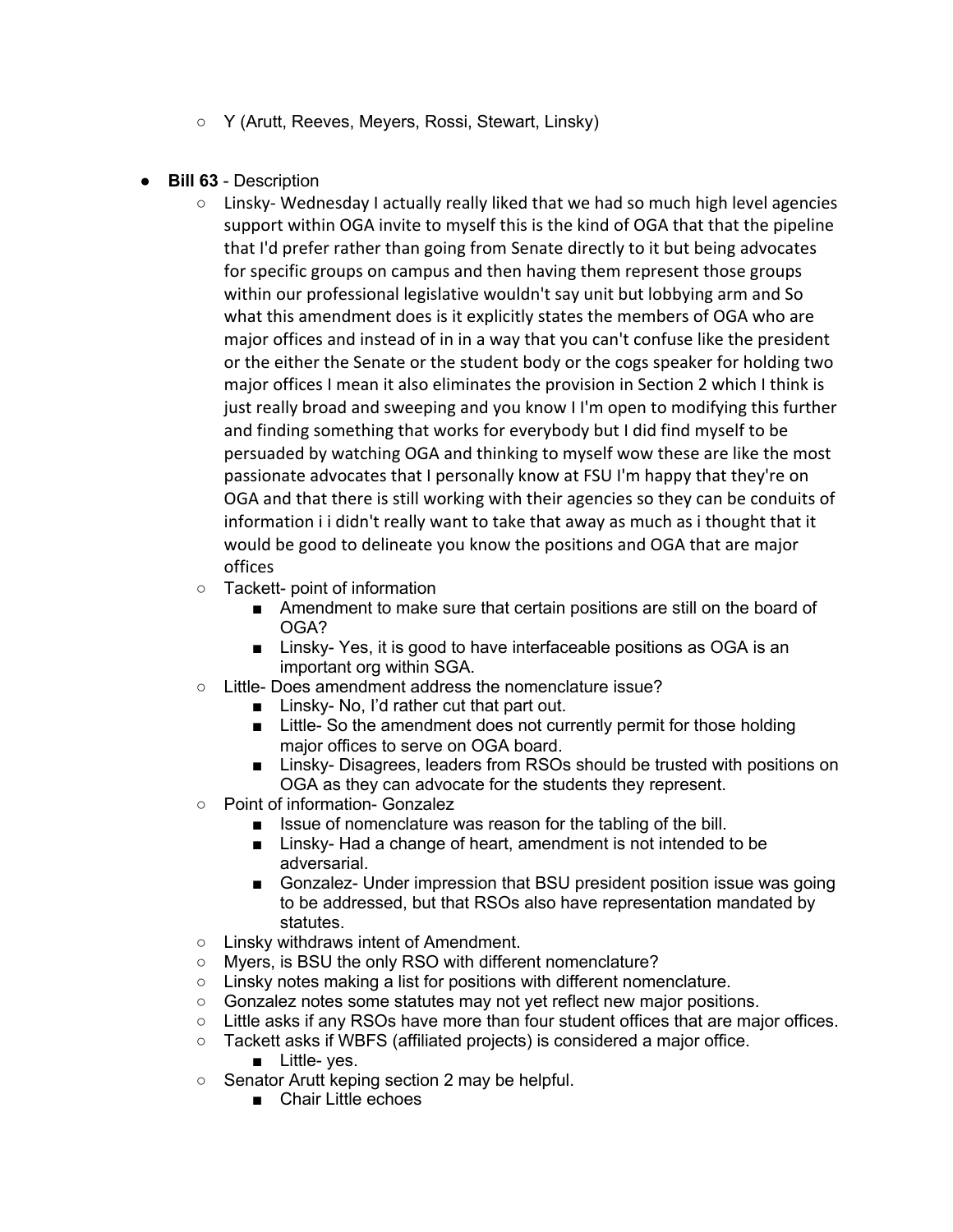- Y (Arutt, Reeves, Meyers, Rossi, Stewart, Linsky)

- **Bill 63** - Description
  - Linsky- Wednesday I actually really liked that we had so much high level agencies support within OGA invite to myself this is the kind of OGA that that the pipeline that I'd prefer rather than going from Senate directly to it but being advocates for specific groups on campus and then having them represent those groups within our professional legislative wouldn't say unit but lobbying arm and So what this amendment does is it explicitly states the members of OGA who are major offices and instead of in in a way that you can't confuse like the president or the either the Senate or the student body or the cogs speaker for holding two major offices I mean it also eliminates the provision in Section 2 which I think is just really broad and sweeping and you know I I'm open to modifying this further and finding something that works for everybody but I did find myself to be persuaded by watching OGA and thinking to myself wow these are like the most passionate advocates that I personally know at FSU I'm happy that they're on OGA and that there is still working with their agencies so they can be conduits of information i i didn't really want to take that away as much as i thought that it would be good to delineate you know the positions and OGA that are major offices
  - Tackett- point of information
    - Amendment to make sure that certain positions are still on the board of OGA?
    - Linsky- Yes, it is good to have interfaceable positions as OGA is an important org within SGA.
  - Little- Does amendment address the nomenclature issue?
    - Linsky- No, I'd rather cut that part out.
    - Little- So the amendment does not currently permit for those holding major offices to serve on OGA board.
    - Linsky- Disagrees, leaders from RSOs should be trusted with positions on OGA as they can advocate for the students they represent.
  - Point of information- Gonzalez
    - Issue of nomenclature was reason for the tabling of the bill.
    - Linsky- Had a change of heart, amendment is not intended to be adversarial.
    - Gonzalez- Under impression that BSU president position issue was going to be addressed, but that RSOs also have representation mandated by statutes.
  - Linsky withdraws intent of Amendment.
  - Myers, is BSU the only RSO with different nomenclature?
  - Linsky notes making a list for positions with different nomenclature.
  - Gonzalez notes some statutes may not yet reflect new major positions.
  - Little asks if any RSOs have more than four student offices that are major offices.
  - Tackett asks if WBFS (affiliated projects) is considered a major office.
    - Little- yes.
  - Senator Arutt keping section 2 may be helpful.
    - Chair Little echoes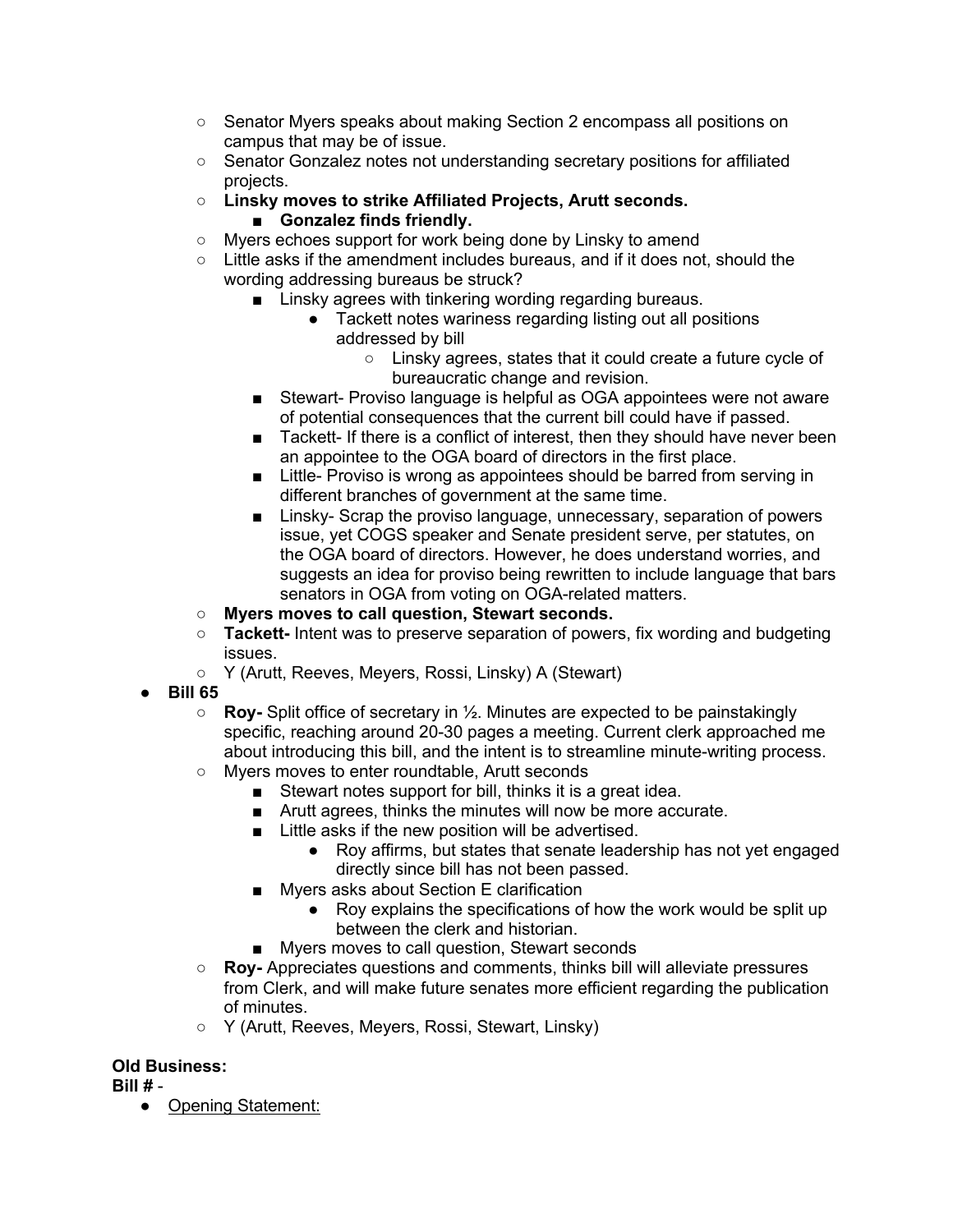- Senator Myers speaks about making Section 2 encompass all positions on campus that may be of issue.
- Senator Gonzalez notes not understanding secretary positions for affiliated projects.
- **Linsky moves to strike Affiliated Projects, Arutt seconds.**
    - **Gonzalez finds friendly.**
- Myers echoes support for work being done by Linsky to amend
- Little asks if the amendment includes bureaus, and if it does not, should the wording addressing bureaus be struck?
    - Linsky agrees with tinkering wording regarding bureaus.
        - Tackett notes wariness regarding listing out all positions addressed by bill
            - Linsky agrees, states that it could create a future cycle of bureaucratic change and revision.
    - Stewart- Proviso language is helpful as OGA appointees were not aware of potential consequences that the current bill could have if passed.
    - Tackett- If there is a conflict of interest, then they should have never been an appointee to the OGA board of directors in the first place.
    - Little- Proviso is wrong as appointees should be barred from serving in different branches of government at the same time.
    - Linsky- Scrap the proviso language, unnecessary, separation of powers issue, yet COGS speaker and Senate president serve, per statutes, on the OGA board of directors. However, he does understand worries, and suggests an idea for proviso being rewritten to include language that bars senators in OGA from voting on OGA-related matters.
- **Myers moves to call question, Stewart seconds.**
- **Tackett-** Intent was to preserve separation of powers, fix wording and budgeting issues.
- Y (Arutt, Reeves, Meyers, Rossi, Linsky) A (Stewart)

- **Bill 65**
    - **Roy-** Split office of secretary in ½. Minutes are expected to be painstakingly specific, reaching around 20-30 pages a meeting. Current clerk approached me about introducing this bill, and the intent is to streamline minute-writing process.
    - Myers moves to enter roundtable, Arutt seconds
        - Stewart notes support for bill, thinks it is a great idea.
        - Arutt agrees, thinks the minutes will now be more accurate.
        - Little asks if the new position will be advertised.
            - Roy affirms, but states that senate leadership has not yet engaged directly since bill has not been passed.
        - Myers asks about Section E clarification
            - Roy explains the specifications of how the work would be split up between the clerk and historian.
        - Myers moves to call question, Stewart seconds
    - **Roy-** Appreciates questions and comments, thinks bill will alleviate pressures from Clerk, and will make future senates more efficient regarding the publication of minutes.
    - Y (Arutt, Reeves, Meyers, Rossi, Stewart, Linsky)

**Old Business:**

**Bill #** -

- <u>Opening Statement:</u>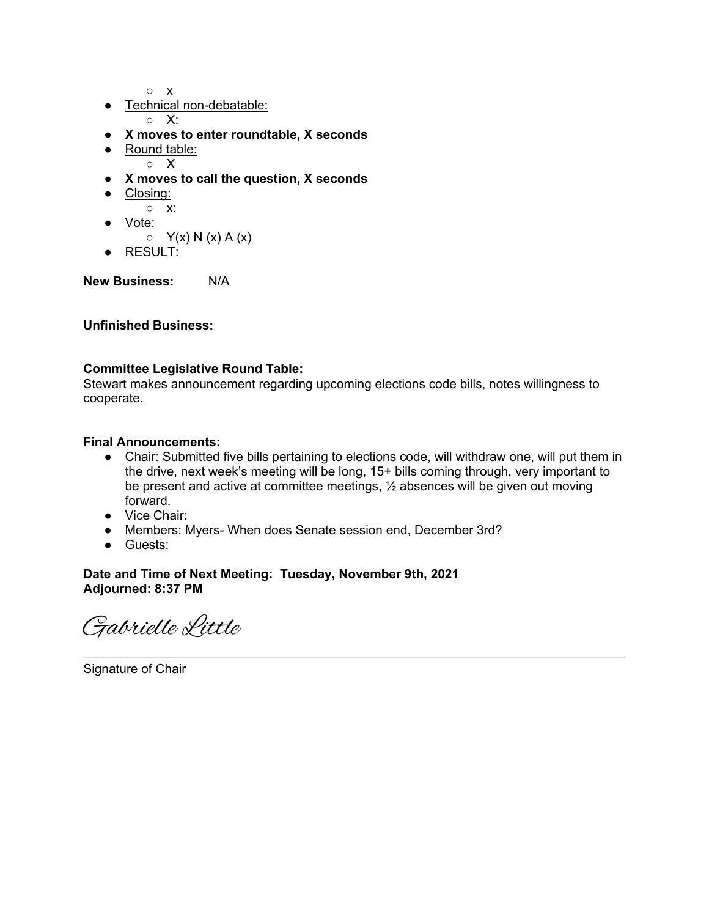- x
- Technical non-debatable:
    - X:
- **X moves to enter roundtable, X seconds**
- Round table:
    - X
- **X moves to call the question, X seconds**
- Closing:
    - x:
- Vote:
    - Y(x) N (x) A (x)
- RESULT:

**New Business:** N/A

**Unfinished Business:**

**Committee Legislative Round Table:**
Stewart makes announcement regarding upcoming elections code bills, notes willingness to cooperate.

**Final Announcements:**

- Chair: Submitted five bills pertaining to elections code, will withdraw one, will put them in the drive, next week's meeting will be long, 15+ bills coming through, very important to be present and active at committee meetings, ½ absences will be given out moving forward.
- Vice Chair:
- Members: Myers- When does Senate session end, December 3rd?
- Guests:

**Date and Time of Next Meeting: Tuesday, November 9th, 2021**
**Adjourned: 8:37 PM**

Gabrielle Little

Signature of Chair